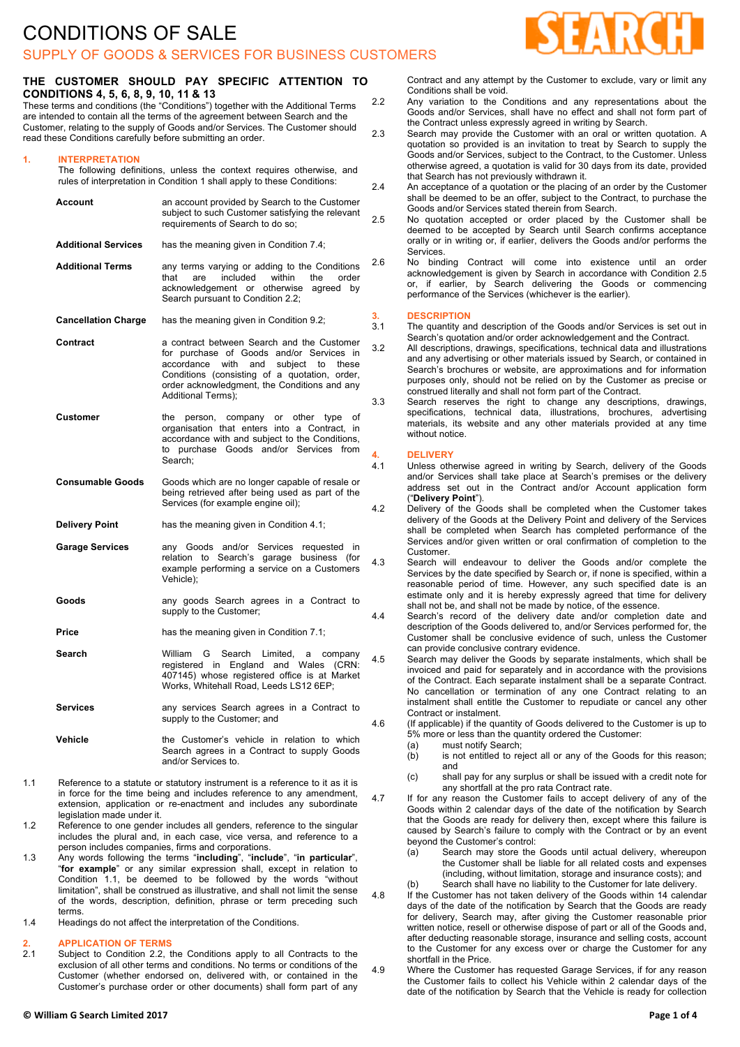# CONDITIONS OF SALE

## SUPPLY OF GOODS & SERVICES FOR BUSINESS CUSTOMERS

**THE CUSTOMER SHOULD PAY SPECIFIC ATTENTION TO CONDITIONS 4, 5, 6, 8, 9, 10, 11 & 13**

These terms and conditions (the "Conditions") together with the Additional Terms are intended to contain all the terms of the agreement between Search and the Customer, relating to the supply of Goods and/or Services. The Customer should read these Conditions carefully before submitting an order.

### 1. INTERPRETATION

The following definitions, unless the context requires otherwise, and rules of interpretation in Condition 1 shall apply to these Conditions:

| | |
|---|---|
| **Account** | an account provided by Search to the Customer subject to such Customer satisfying the relevant requirements of Search to do so; |
| **Additional Services** | has the meaning given in Condition 7.4; |
| **Additional Terms** | any terms varying or adding to the Conditions that are included within the order acknowledgement or otherwise agreed by Search pursuant to Condition 2.2; |
| **Cancellation Charge** | has the meaning given in Condition 9.2; |
| **Contract** | a contract between Search and the Customer for purchase of Goods and/or Services in accordance with and subject to these Conditions (consisting of a quotation, order, order acknowledgment, the Conditions and any Additional Terms); |
| **Customer** | the person, company or other type of organisation that enters into a Contract, in accordance with and subject to the Conditions, to purchase Goods and/or Services from Search; |
| **Consumable Goods** | Goods which are no longer capable of resale or being retrieved after being used as part of the Services (for example engine oil); |
| **Delivery Point** | has the meaning given in Condition 4.1; |
| **Garage Services** | any Goods and/or Services requested in relation to Search's garage business (for example performing a service on a Customers Vehicle); |
| **Goods** | any goods Search agrees in a Contract to supply to the Customer; |
| **Price** | has the meaning given in Condition 7.1; |
| **Search** | William G Search Limited, a company registered in England and Wales (CRN: 407145) whose registered office is at Market Works, Whitehall Road, Leeds LS12 6EP; |
| **Services** | any services Search agrees in a Contract to supply to the Customer; and |
| **Vehicle** | the Customer's vehicle in relation to which Search agrees in a Contract to supply Goods and/or Services to. |

1.1 Reference to a statute or statutory instrument is a reference to it as it is in force for the time being and includes reference to any amendment, extension, application or re-enactment and includes any subordinate legislation made under it.

1.2 Reference to one gender includes all genders, reference to the singular includes the plural and, in each case, vice versa, and reference to a person includes companies, firms and corporations.

1.3 Any words following the terms "**including**", "**include**", "**in particular**", "**for example**" or any similar expression shall, except in relation to Condition 1.1, be deemed to be followed by the words "without limitation", shall be construed as illustrative, and shall not limit the sense of the words, description, definition, phrase or term preceding such terms.

1.4 Headings do not affect the interpretation of the Conditions.

### 2. APPLICATION OF TERMS

2.1 Subject to Condition 2.2, the Conditions apply to all Contracts to the exclusion of all other terms and conditions. No terms or conditions of the Customer (whether endorsed on, delivered with, or contained in the Customer's purchase order or other documents) shall form part of any Contract and any attempt by the Customer to exclude, vary or limit any Conditions shall be void.

2.2 Any variation to the Conditions and any representations about the Goods and/or Services, shall have no effect and shall not form part of the Contract unless expressly agreed in writing by Search.

2.3 Search may provide the Customer with an oral or written quotation. A quotation so provided is an invitation to treat by Search to supply the Goods and/or Services, subject to the Contract, to the Customer. Unless otherwise agreed, a quotation is valid for 30 days from its date, provided that Search has not previously withdrawn it.

2.4 An acceptance of a quotation or the placing of an order by the Customer shall be deemed to be an offer, subject to the Contract, to purchase the Goods and/or Services stated therein from Search.

2.5 No quotation accepted or order placed by the Customer shall be deemed to be accepted by Search until Search confirms acceptance orally or in writing or, if earlier, delivers the Goods and/or performs the Services.

2.6 No binding Contract will come into existence until an order acknowledgement is given by Search in accordance with Condition 2.5 or, if earlier, by Search delivering the Goods or commencing performance of the Services (whichever is the earlier).

### 3. DESCRIPTION

3.1 The quantity and description of the Goods and/or Services is set out in Search's quotation and/or order acknowledgement and the Contract.

3.2 All descriptions, drawings, specifications, technical data and illustrations and any advertising or other materials issued by Search, or contained in Search's brochures or website, are approximations and for information purposes only, should not be relied on by the Customer as precise or construed literally and shall not form part of the Contract.

3.3 Search reserves the right to change any descriptions, drawings, specifications, technical data, illustrations, brochures, advertising materials, its website and any other materials provided at any time without notice.

### 4. DELIVERY

4.1 Unless otherwise agreed in writing by Search, delivery of the Goods and/or Services shall take place at Search's premises or the delivery address set out in the Contract and/or Account application form ("**Delivery Point**").

4.2 Delivery of the Goods shall be completed when the Customer takes delivery of the Goods at the Delivery Point and delivery of the Services shall be completed when Search has completed performance of the Services and/or given written or oral confirmation of completion to the Customer.

4.3 Search will endeavour to deliver the Goods and/or complete the Services by the date specified by Search or, if none is specified, within a reasonable period of time. However, any such specified date is an estimate only and it is hereby expressly agreed that time for delivery shall not be, and shall not be made by notice, of the essence.

4.4 Search's record of the delivery date and/or completion date and description of the Goods delivered to, and/or Services performed for, the Customer shall be conclusive evidence of such, unless the Customer can provide conclusive contrary evidence.

4.5 Search may deliver the Goods by separate instalments, which shall be invoiced and paid for separately and in accordance with the provisions of the Contract. Each separate instalment shall be a separate Contract. No cancellation or termination of any one Contract relating to an instalment shall entitle the Customer to repudiate or cancel any other Contract or instalment.

4.6 (If applicable) if the quantity of Goods delivered to the Customer is up to 5% more or less than the quantity ordered the Customer:

(a) must notify Search;

(b) is not entitled to reject all or any of the Goods for this reason; and

(c) shall pay for any surplus or shall be issued with a credit note for any shortfall at the pro rata Contract rate.

4.7 If for any reason the Customer fails to accept delivery of any of the Goods within 2 calendar days of the date of the notification by Search that the Goods are ready for delivery then, except where this failure is caused by Search's failure to comply with the Contract or by an event beyond the Customer's control:

(a) Search may store the Goods until actual delivery, whereupon the Customer shall be liable for all related costs and expenses (including, without limitation, storage and insurance costs); and

(b) Search shall have no liability to the Customer for late delivery.

4.8 If the Customer has not taken delivery of the Goods within 14 calendar days of the date of the notification by Search that the Goods are ready for delivery, Search may, after giving the Customer reasonable prior written notice, resell or otherwise dispose of part or all of the Goods and, after deducting reasonable storage, insurance and selling costs, account to the Customer for any excess over or charge the Customer for any shortfall in the Price.

4.9 Where the Customer has requested Garage Services, if for any reason the Customer fails to collect his Vehicle within 2 calendar days of the date of the notification by Search that the Vehicle is ready for collection

© William G Search Limited 2017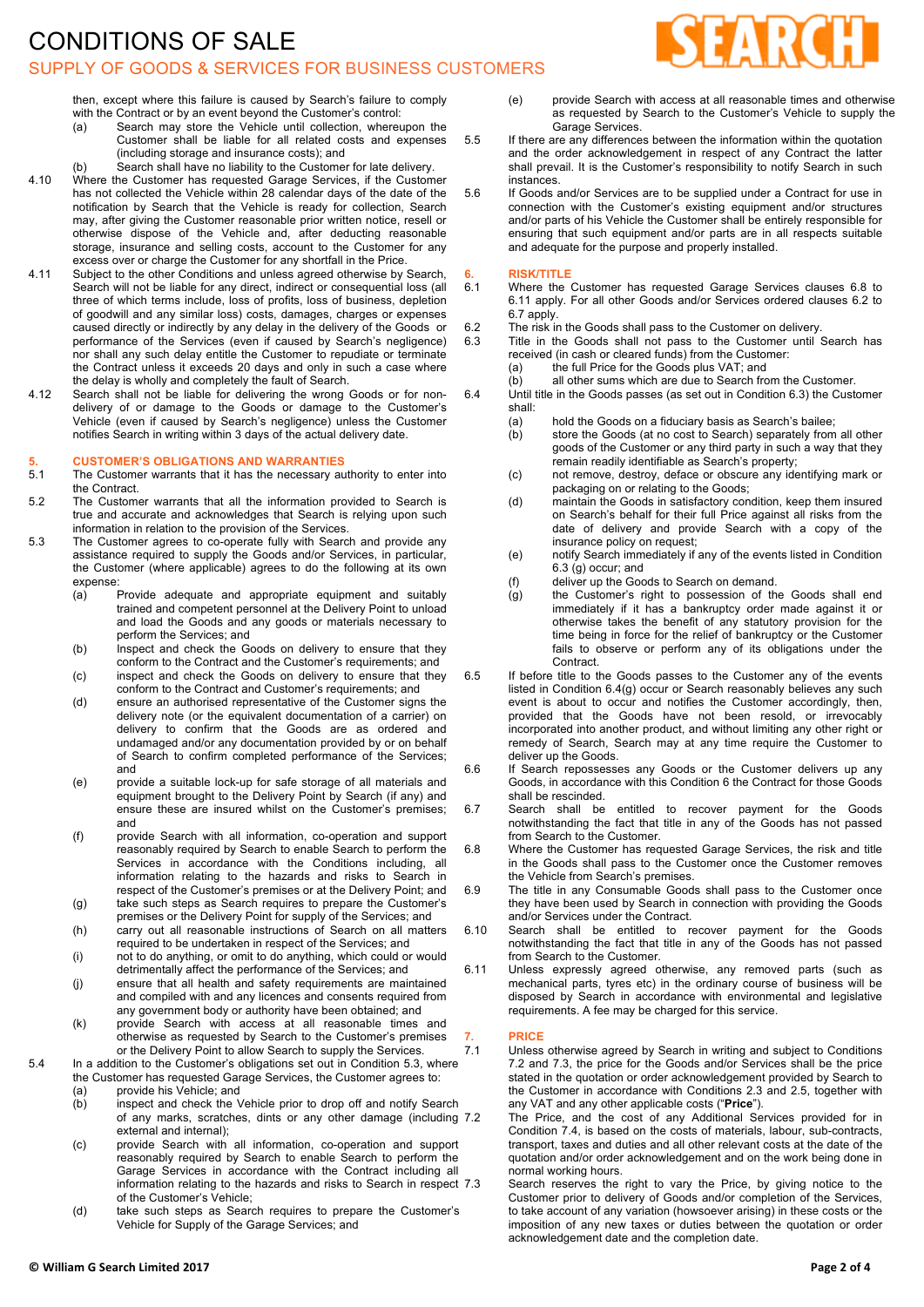then, except where this failure is caused by Search's failure to comply with the Contract or by an event beyond the Customer's control:

(a) Search may store the Vehicle until collection, whereupon the Customer shall be liable for all related costs and expenses (including storage and insurance costs); and

(b) Search shall have no liability to the Customer for late delivery.

4.10 Where the Customer has requested Garage Services, if the Customer has not collected the Vehicle within 28 calendar days of the date of the notification by Search that the Vehicle is ready for collection, Search may, after giving the Customer reasonable prior written notice, resell or otherwise dispose of the Vehicle and, after deducting reasonable storage, insurance and selling costs, account to the Customer for any excess over or charge the Customer for any shortfall in the Price.

4.11 Subject to the other Conditions and unless agreed otherwise by Search, Search will not be liable for any direct, indirect or consequential loss (all three of which terms include, loss of profits, loss of business, depletion of goodwill and any similar loss) costs, damages, charges or expenses caused directly or indirectly by any delay in the delivery of the Goods or performance of the Services (even if caused by Search's negligence) nor shall any such delay entitle the Customer to repudiate or terminate the Contract unless it exceeds 20 days and only in such a case where the delay is wholly and completely the fault of Search.

4.12 Search shall not be liable for delivering the wrong Goods or for non-delivery of or damage to the Goods or damage to the Customer's Vehicle (even if caused by Search's negligence) unless the Customer notifies Search in writing within 3 days of the actual delivery date.

## 5. CUSTOMER'S OBLIGATIONS AND WARRANTIES

5.1 The Customer warrants that it has the necessary authority to enter into the Contract.

5.2 The Customer warrants that all the information provided to Search is true and accurate and acknowledges that Search is relying upon such information in relation to the provision of the Services.

5.3 The Customer agrees to co-operate fully with Search and provide any assistance required to supply the Goods and/or Services, in particular, the Customer (where applicable) agrees to do the following at its own expense:

(a) Provide adequate and appropriate equipment and suitably trained and competent personnel at the Delivery Point to unload and load the Goods and any goods or materials necessary to perform the Services; and

(b) Inspect and check the Goods on delivery to ensure that they conform to the Contract and the Customer's requirements; and

(c) inspect and check the Goods on delivery to ensure that they conform to the Contract and Customer's requirements; and

(d) ensure an authorised representative of the Customer signs the delivery note (or the equivalent documentation of a carrier) on delivery to confirm that the Goods are as ordered and undamaged and/or any documentation provided by or on behalf of Search to confirm completed performance of the Services; and

(e) provide a suitable lock-up for safe storage of all materials and equipment brought to the Delivery Point by Search (if any) and ensure these are insured whilst on the Customer's premises; and

(f) provide Search with all information, co-operation and support reasonably required by Search to enable Search to perform the Services in accordance with the Conditions including, all information relating to the hazards and risks to Search in respect of the Customer's premises or at the Delivery Point; and

(g) take such steps as Search requires to prepare the Customer's premises or the Delivery Point for supply of the Services; and

(h) carry out all reasonable instructions of Search on all matters required to be undertaken in respect of the Services; and

(i) not to do anything, or omit to do anything, which could or would detrimentally affect the performance of the Services; and

(j) ensure that all health and safety requirements are maintained and compiled with and any licences and consents required from any government body or authority have been obtained; and

(k) provide Search with access at all reasonable times and otherwise as requested by Search to the Customer's premises or the Delivery Point to allow Search to supply the Services.

5.4 In a addition to the Customer's obligations set out in Condition 5.3, where the Customer has requested Garage Services, the Customer agrees to:

(a) provide his Vehicle; and

(b) inspect and check the Vehicle prior to drop off and notify Search of any marks, scratches, dints or any other damage (including external and internal);

(c) provide Search with all information, co-operation and support reasonably required by Search to enable Search to perform the Garage Services in accordance with the Contract including all information relating to the hazards and risks to Search in respect of the Customer's Vehicle;

(d) take such steps as Search requires to prepare the Customer's Vehicle for Supply of the Garage Services; and

(e) provide Search with access at all reasonable times and otherwise as requested by Search to the Customer's Vehicle to supply the Garage Services.

5.5 If there are any differences between the information within the quotation and the order acknowledgement in respect of any Contract the latter shall prevail. It is the Customer's responsibility to notify Search in such instances.

5.6 If Goods and/or Services are to be supplied under a Contract for use in connection with the Customer's existing equipment and/or structures and/or parts of his Vehicle the Customer shall be entirely responsible for ensuring that such equipment and/or parts are in all respects suitable and adequate for the purpose and properly installed.

## 6. RISK/TITLE

6.1 Where the Customer has requested Garage Services clauses 6.8 to 6.11 apply. For all other Goods and/or Services ordered clauses 6.2 to 6.7 apply.

6.2 The risk in the Goods shall pass to the Customer on delivery.

6.3 Title in the Goods shall not pass to the Customer until Search has received (in cash or cleared funds) from the Customer:

(a) the full Price for the Goods plus VAT; and

(b) all other sums which are due to Search from the Customer.

6.4 Until title in the Goods passes (as set out in Condition 6.3) the Customer shall:

(a) hold the Goods on a fiduciary basis as Search's bailee;

(b) store the Goods (at no cost to Search) separately from all other goods of the Customer or any third party in such a way that they remain readily identifiable as Search's property;

(c) not remove, destroy, deface or obscure any identifying mark or packaging on or relating to the Goods;

(d) maintain the Goods in satisfactory condition, keep them insured on Search's behalf for their full Price against all risks from the date of delivery and provide Search with a copy of the insurance policy on request;

(e) notify Search immediately if any of the events listed in Condition 6.3 (g) occur; and

(f) deliver up the Goods to Search on demand.

(g) the Customer's right to possession of the Goods shall end immediately if it has a bankruptcy order made against it or otherwise takes the benefit of any statutory provision for the time being in force for the relief of bankruptcy or the Customer fails to observe or perform any of its obligations under the Contract.

6.5 If before title to the Goods passes to the Customer any of the events listed in Condition 6.4(g) occur or Search reasonably believes any such event is about to occur and notifies the Customer accordingly, then, provided that the Goods have not been resold, or irrevocably incorporated into another product, and without limiting any other right or remedy of Search, Search may at any time require the Customer to deliver up the Goods.

6.6 If Search repossesses any Goods or the Customer delivers up any Goods, in accordance with this Condition 6 the Contract for those Goods shall be rescinded.

6.7 Search shall be entitled to recover payment for the Goods notwithstanding the fact that title in any of the Goods has not passed from Search to the Customer.

6.8 Where the Customer has requested Garage Services, the risk and title in the Goods shall pass to the Customer once the Customer removes the Vehicle from Search's premises.

6.9 The title in any Consumable Goods shall pass to the Customer once they have been used by Search in connection with providing the Goods and/or Services under the Contract.

6.10 Search shall be entitled to recover payment for the Goods notwithstanding the fact that title in any of the Goods has not passed from Search to the Customer.

6.11 Unless expressly agreed otherwise, any removed parts (such as mechanical parts, tyres etc) in the ordinary course of business will be disposed by Search in accordance with environmental and legislative requirements. A fee may be charged for this service.

## 7. PRICE

7.1 Unless otherwise agreed by Search in writing and subject to Conditions 7.2 and 7.3, the price for the Goods and/or Services shall be the price stated in the quotation or order acknowledgement provided by Search to the Customer in accordance with Conditions 2.3 and 2.5, together with any VAT and any other applicable costs ("**Price**").

7.2 The Price, and the cost of any Additional Services provided for in Condition 7.4, is based on the costs of materials, labour, sub-contracts, transport, taxes and duties and all other relevant costs at the date of the quotation and/or order acknowledgement and on the work being done in normal working hours.

7.3 Search reserves the right to vary the Price, by giving notice to the Customer prior to delivery of Goods and/or completion of the Services, to take account of any variation (howsoever arising) in these costs or the imposition of any new taxes or duties between the quotation or order acknowledgement date and the completion date.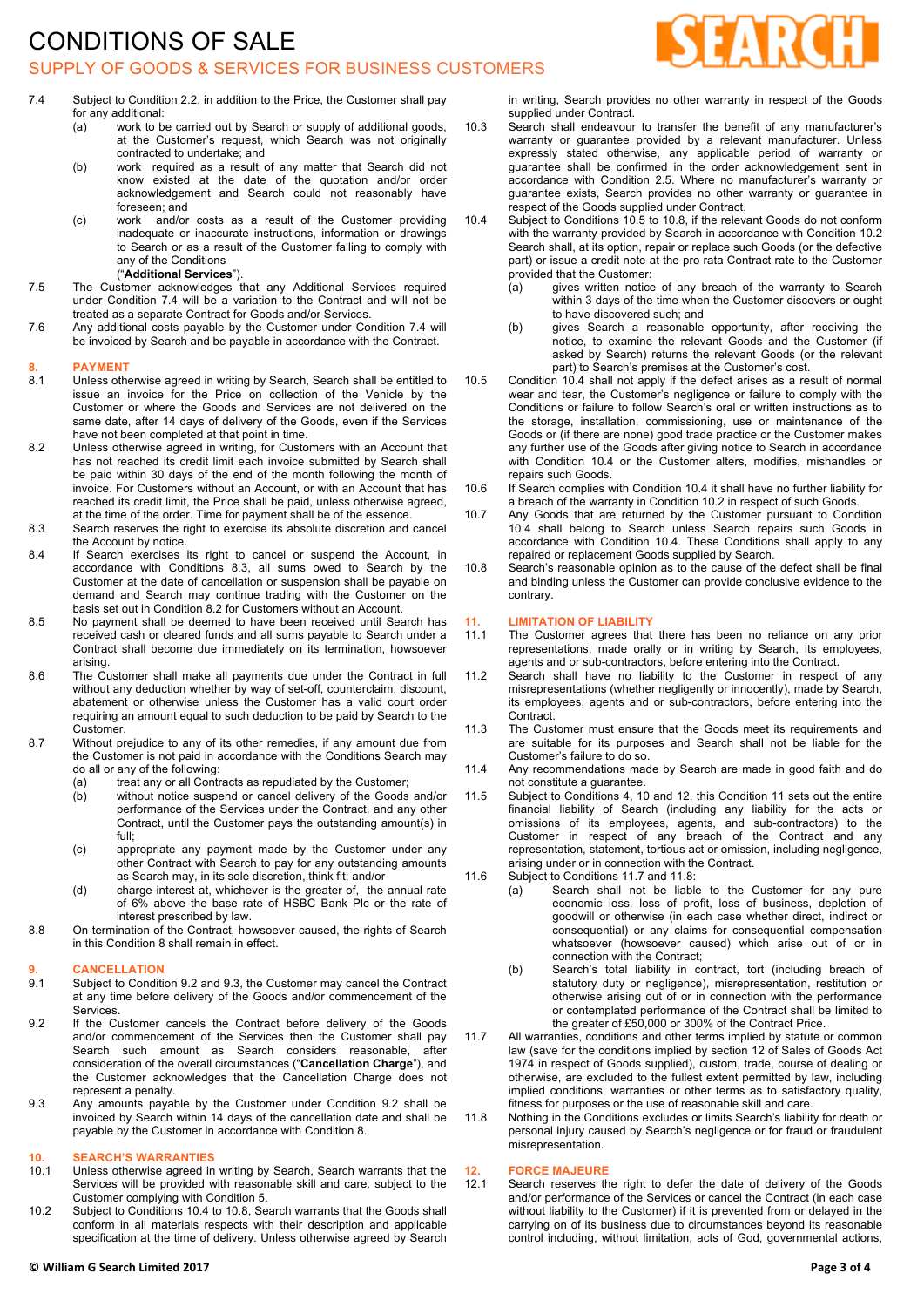7.4 Subject to Condition 2.2, in addition to the Price, the Customer shall pay for any additional:

(a) work to be carried out by Search or supply of additional goods, at the Customer's request, which Search was not originally contracted to undertake; and

(b) work required as a result of any matter that Search did not know existed at the date of the quotation and/or order acknowledgement and Search could not reasonably have foreseen; and

(c) work and/or costs as a result of the Customer providing inadequate or inaccurate instructions, information or drawings to Search or as a result of the Customer failing to comply with any of the Conditions

("**Additional Services**").

7.5 The Customer acknowledges that any Additional Services required under Condition 7.4 will be a variation to the Contract and will not be treated as a separate Contract for Goods and/or Services.

7.6 Any additional costs payable by the Customer under Condition 7.4 will be invoiced by Search and be payable in accordance with the Contract.

## 8. PAYMENT

8.1 Unless otherwise agreed in writing by Search, Search shall be entitled to issue an invoice for the Price on collection of the Vehicle by the Customer or where the Goods and Services are not delivered on the same date, after 14 days of delivery of the Goods, even if the Services have not been completed at that point in time.

8.2 Unless otherwise agreed in writing, for Customers with an Account that has not reached its credit limit each invoice submitted by Search shall be paid within 30 days of the end of the month following the month of invoice. For Customers without an Account, or with an Account that has reached its credit limit, the Price shall be paid, unless otherwise agreed, at the time of the order. Time for payment shall be of the essence.

8.3 Search reserves the right to exercise its absolute discretion and cancel the Account by notice.

8.4 If Search exercises its right to cancel or suspend the Account, in accordance with Conditions 8.3, all sums owed to Search by the Customer at the date of cancellation or suspension shall be payable on demand and Search may continue trading with the Customer on the basis set out in Condition 8.2 for Customers without an Account.

8.5 No payment shall be deemed to have been received until Search has received cash or cleared funds and all sums payable to Search under a Contract shall become due immediately on its termination, howsoever arising.

8.6 The Customer shall make all payments due under the Contract in full without any deduction whether by way of set-off, counterclaim, discount, abatement or otherwise unless the Customer has a valid court order requiring an amount equal to such deduction to be paid by Search to the Customer.

8.7 Without prejudice to any of its other remedies, if any amount due from the Customer is not paid in accordance with the Conditions Search may do all or any of the following:

(a) treat any or all Contracts as repudiated by the Customer;

(b) without notice suspend or cancel delivery of the Goods and/or performance of the Services under the Contract, and any other Contract, until the Customer pays the outstanding amount(s) in full;

(c) appropriate any payment made by the Customer under any other Contract with Search to pay for any outstanding amounts as Search may, in its sole discretion, think fit; and/or

(d) charge interest at, whichever is the greater of, the annual rate of 6% above the base rate of HSBC Bank Plc or the rate of interest prescribed by law.

8.8 On termination of the Contract, howsoever caused, the rights of Search in this Condition 8 shall remain in effect.

## 9. CANCELLATION

9.1 Subject to Condition 9.2 and 9.3, the Customer may cancel the Contract at any time before delivery of the Goods and/or commencement of the Services.

9.2 If the Customer cancels the Contract before delivery of the Goods and/or commencement of the Services then the Customer shall pay Search such amount as Search considers reasonable, after consideration of the overall circumstances ("**Cancellation Charge**"), and the Customer acknowledges that the Cancellation Charge does not represent a penalty.

9.3 Any amounts payable by the Customer under Condition 9.2 shall be invoiced by Search within 14 days of the cancellation date and shall be payable by the Customer in accordance with Condition 8.

## 10. SEARCH'S WARRANTIES

10.1 Unless otherwise agreed in writing by Search, Search warrants that the Services will be provided with reasonable skill and care, subject to the Customer complying with Condition 5.

10.2 Subject to Conditions 10.4 to 10.8, Search warrants that the Goods shall conform in all materials respects with their description and applicable specification at the time of delivery. Unless otherwise agreed by Search in writing, Search provides no other warranty in respect of the Goods supplied under Contract.

10.3 Search shall endeavour to transfer the benefit of any manufacturer's warranty or guarantee provided by a relevant manufacturer. Unless expressly stated otherwise, any applicable period of warranty or guarantee shall be confirmed in the order acknowledgement sent in accordance with Condition 2.5. Where no manufacturer's warranty or guarantee exists, Search provides no other warranty or guarantee in respect of the Goods supplied under Contract.

10.4 Subject to Conditions 10.5 to 10.8, if the relevant Goods do not conform with the warranty provided by Search in accordance with Condition 10.2 Search shall, at its option, repair or replace such Goods (or the defective part) or issue a credit note at the pro rata Contract rate to the Customer provided that the Customer:

(a) gives written notice of any breach of the warranty to Search within 3 days of the time when the Customer discovers or ought to have discovered such; and

(b) gives Search a reasonable opportunity, after receiving the notice, to examine the relevant Goods and the Customer (if asked by Search) returns the relevant Goods (or the relevant part) to Search's premises at the Customer's cost.

10.5 Condition 10.4 shall not apply if the defect arises as a result of normal wear and tear, the Customer's negligence or failure to comply with the Conditions or failure to follow Search's oral or written instructions as to the storage, installation, commissioning, use or maintenance of the Goods or (if there are none) good trade practice or the Customer makes any further use of the Goods after giving notice to Search in accordance with Condition 10.4 or the Customer alters, modifies, mishandles or repairs such Goods.

10.6 If Search complies with Condition 10.4 it shall have no further liability for a breach of the warranty in Condition 10.2 in respect of such Goods.

10.7 Any Goods that are returned by the Customer pursuant to Condition 10.4 shall belong to Search unless Search repairs such Goods in accordance with Condition 10.4. These Conditions shall apply to any repaired or replacement Goods supplied by Search.

10.8 Search's reasonable opinion as to the cause of the defect shall be final and binding unless the Customer can provide conclusive evidence to the contrary.

## 11. LIMITATION OF LIABILITY

11.1 The Customer agrees that there has been no reliance on any prior representations, made orally or in writing by Search, its employees, agents and or sub-contractors, before entering into the Contract.

11.2 Search shall have no liability to the Customer in respect of any misrepresentations (whether negligently or innocently), made by Search, its employees, agents and or sub-contractors, before entering into the Contract.

11.3 The Customer must ensure that the Goods meet its requirements and are suitable for its purposes and Search shall not be liable for the Customer's failure to do so.

11.4 Any recommendations made by Search are made in good faith and do not constitute a guarantee.

11.5 Subject to Conditions 4, 10 and 12, this Condition 11 sets out the entire financial liability of Search (including any liability for the acts or omissions of its employees, agents, and sub-contractors) to the Customer in respect of any breach of the Contract and any representation, statement, tortious act or omission, including negligence, arising under or in connection with the Contract.

11.6 Subject to Conditions 11.7 and 11.8:

(a) Search shall not be liable to the Customer for any pure economic loss, loss of profit, loss of business, depletion of goodwill or otherwise (in each case whether direct, indirect or consequential) or any claims for consequential compensation whatsoever (howsoever caused) which arise out of or in connection with the Contract;

(b) Search's total liability in contract, tort (including breach of statutory duty or negligence), misrepresentation, restitution or otherwise arising out of or in connection with the performance or contemplated performance of the Contract shall be limited to the greater of £50,000 or 300% of the Contract Price.

11.7 All warranties, conditions and other terms implied by statute or common law (save for the conditions implied by section 12 of Sales of Goods Act 1974 in respect of Goods supplied), custom, trade, course of dealing or otherwise, are excluded to the fullest extent permitted by law, including implied conditions, warranties or other terms as to satisfactory quality, fitness for purposes or the use of reasonable skill and care.

11.8 Nothing in the Conditions excludes or limits Search's liability for death or personal injury caused by Search's negligence or for fraud or fraudulent misrepresentation.

## 12. FORCE MAJEURE

12.1 Search reserves the right to defer the date of delivery of the Goods and/or performance of the Services or cancel the Contract (in each case without liability to the Customer) if it is prevented from or delayed in the carrying on of its business due to circumstances beyond its reasonable control including, without limitation, acts of God, governmental actions,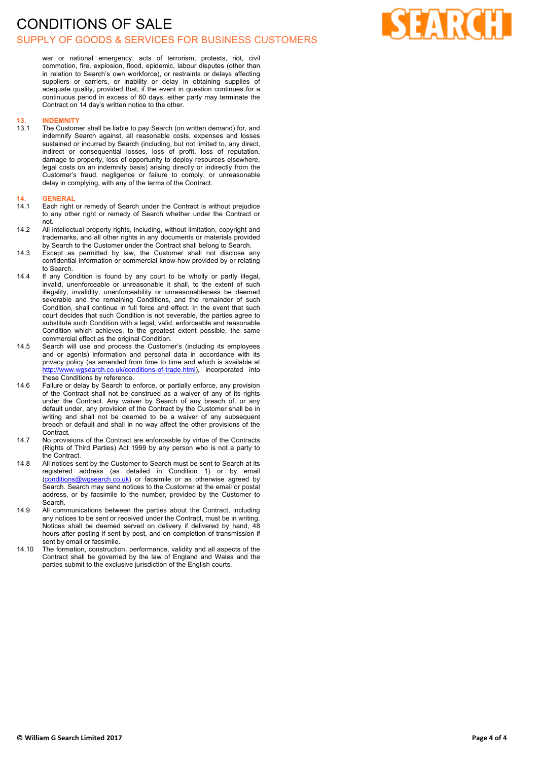war or national emergency, acts of terrorism, protests, riot, civil commotion, fire, explosion, flood, epidemic, labour disputes (other than in relation to Search's own workforce), or restraints or delays affecting suppliers or carriers, or inability or delay in obtaining supplies of adequate quality, provided that, if the event in question continues for a continuous period in excess of 60 days, either party may terminate the Contract on 14 day's written notice to the other.

## 13. INDEMNITY

13.1 The Customer shall be liable to pay Search (on written demand) for, and indemnify Search against, all reasonable costs, expenses and losses sustained or incurred by Search (including, but not limited to, any direct, indirect or consequential losses, loss of profit, loss of reputation, damage to property, loss of opportunity to deploy resources elsewhere, legal costs on an indemnity basis) arising directly or indirectly from the Customer's fraud, negligence or failure to comply, or unreasonable delay in complying, with any of the terms of the Contract.

## 14. GENERAL

14.1 Each right or remedy of Search under the Contract is without prejudice to any other right or remedy of Search whether under the Contract or not.

14.2 All intellectual property rights, including, without limitation, copyright and trademarks, and all other rights in any documents or materials provided by Search to the Customer under the Contract shall belong to Search.

14.3 Except as permitted by law, the Customer shall not disclose any confidential information or commercial know-how provided by or relating to Search.

14.4 If any Condition is found by any court to be wholly or partly illegal, invalid, unenforceable or unreasonable it shall, to the extent of such illegality, invalidity, unenforceability or unreasonableness be deemed severable and the remaining Conditions, and the remainder of such Condition, shall continue in full force and effect. In the event that such court decides that such Condition is not severable, the parties agree to substitute such Condition with a legal, valid, enforceable and reasonable Condition which achieves, to the greatest extent possible, the same commercial effect as the original Condition.

14.5 Search will use and process the Customer's (including its employees and or agents) information and personal data in accordance with its privacy policy (as amended from time to time and which is available at http://www.wgsearch.co.uk/conditions-of-trade.html), incorporated into these Conditions by reference.

14.6 Failure or delay by Search to enforce, or partially enforce, any provision of the Contract shall not be construed as a waiver of any of its rights under the Contract. Any waiver by Search of any breach of, or any default under, any provision of the Contract by the Customer shall be in writing and shall not be deemed to be a waiver of any subsequent breach or default and shall in no way affect the other provisions of the Contract.

14.7 No provisions of the Contract are enforceable by virtue of the Contracts (Rights of Third Parties) Act 1999 by any person who is not a party to the Contract.

14.8 All notices sent by the Customer to Search must be sent to Search at its registered address (as detailed in Condition 1) or by email (conditions@wgsearch.co.uk) or facsimile or as otherwise agreed by Search. Search may send notices to the Customer at the email or postal address, or by facsimile to the number, provided by the Customer to Search.

14.9 All communications between the parties about the Contract, including any notices to be sent or received under the Contract, must be in writing. Notices shall be deemed served on delivery if delivered by hand, 48 hours after posting if sent by post, and on completion of transmission if sent by email or facsimile.

14.10 The formation, construction, performance, validity and all aspects of the Contract shall be governed by the law of England and Wales and the parties submit to the exclusive jurisdiction of the English courts.

**© William G Search Limited 2017**